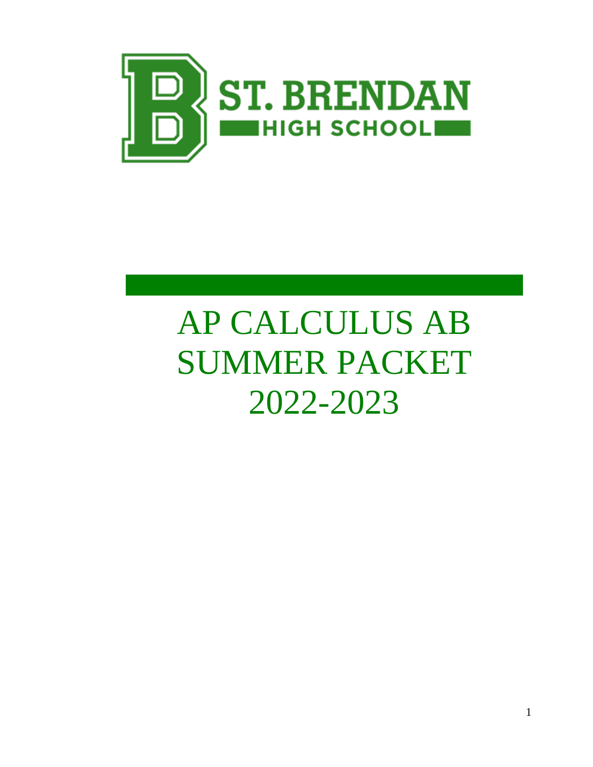ST. BRENDAN HIGH SCHOOL

# AP CALCULUS AB SUMMER PACKET 2022-2023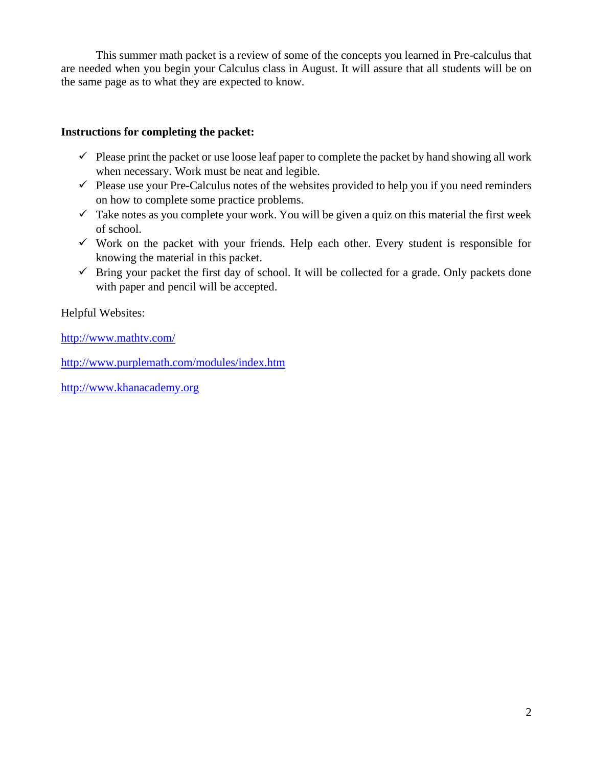This summer math packet is a review of some of the concepts you learned in Pre-calculus that are needed when you begin your Calculus class in August. It will assure that all students will be on the same page as to what they are expected to know.

**Instructions for completing the packet:**

- ✓ Please print the packet or use loose leaf paper to complete the packet by hand showing all work when necessary. Work must be neat and legible.
- ✓ Please use your Pre-Calculus notes of the websites provided to help you if you need reminders on how to complete some practice problems.
- ✓ Take notes as you complete your work. You will be given a quiz on this material the first week of school.
- ✓ Work on the packet with your friends. Help each other. Every student is responsible for knowing the material in this packet.
- ✓ Bring your packet the first day of school. It will be collected for a grade. Only packets done with paper and pencil will be accepted.

Helpful Websites:

[http://www.mathtv.com/](http://www.mathtv.com/)

[http://www.purplemath.com/modules/index.htm](http://www.purplemath.com/modules/index.htm)

[http://www.khanacademy.org](http://www.khanacademy.org)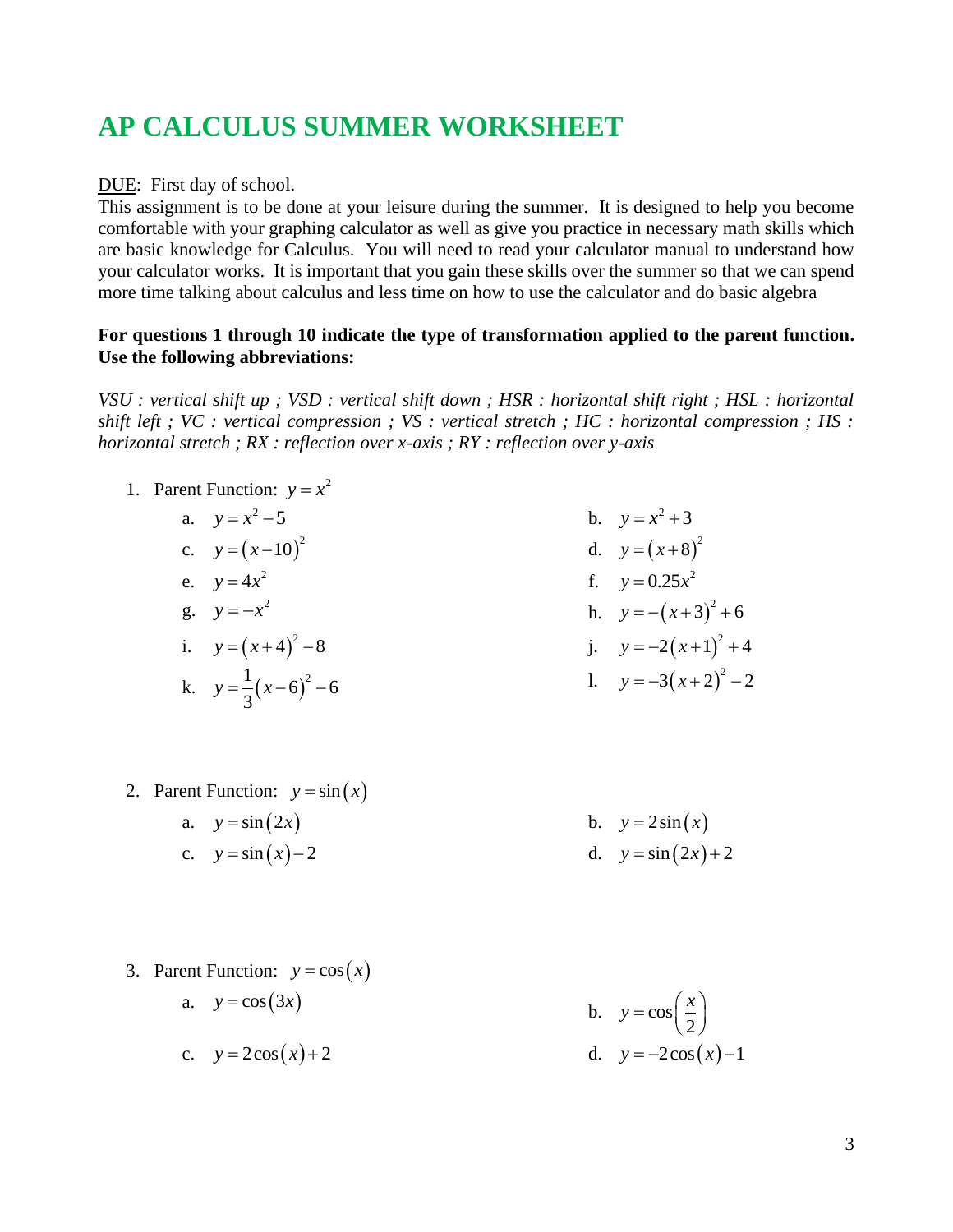# AP CALCULUS SUMMER WORKSHEET

<u>DUE</u>: First day of school.

This assignment is to be done at your leisure during the summer. It is designed to help you become comfortable with your graphing calculator as well as give you practice in necessary math skills which are basic knowledge for Calculus. You will need to read your calculator manual to understand how your calculator works. It is important that you gain these skills over the summer so that we can spend more time talking about calculus and less time on how to use the calculator and do basic algebra

**For questions 1 through 10 indicate the type of transformation applied to the parent function. Use the following abbreviations:**

*VSU : vertical shift up ; VSD : vertical shift down ; HSR : horizontal shift right ; HSL : horizontal shift left ; VC : vertical compression ; VS : vertical stretch ; HC : horizontal compression ; HS : horizontal stretch ; RX : reflection over x-axis ; RY : reflection over y-axis*

1. Parent Function: $y = x^2$

   a. $y = x^2 - 5$

   b. $y = x^2 + 3$

   c. $y = (x - 10)^2$

   d. $y = (x + 8)^2$

   e. $y = 4x^2$

   f. $y = 0.25x^2$

   g. $y = -x^2$

   h. $y = -(x + 3)^2 + 6$

   i. $y = (x + 4)^2 - 8$

   j. $y = -2(x + 1)^2 + 4$

   k. $y = \frac{1}{3}(x - 6)^2 - 6$

   l. $y = -3(x + 2)^2 - 2$

2. Parent Function: $y = \sin(x)$

   a. $y = \sin(2x)$

   b. $y = 2\sin(x)$

   c. $y = \sin(x) - 2$

   d. $y = \sin(2x) + 2$

3. Parent Function: $y = \cos(x)$

   a. $y = \cos(3x)$

   b. $y = \cos\left(\frac{x}{2}\right)$

   c. $y = 2\cos(x) + 2$

   d. $y = -2\cos(x) - 1$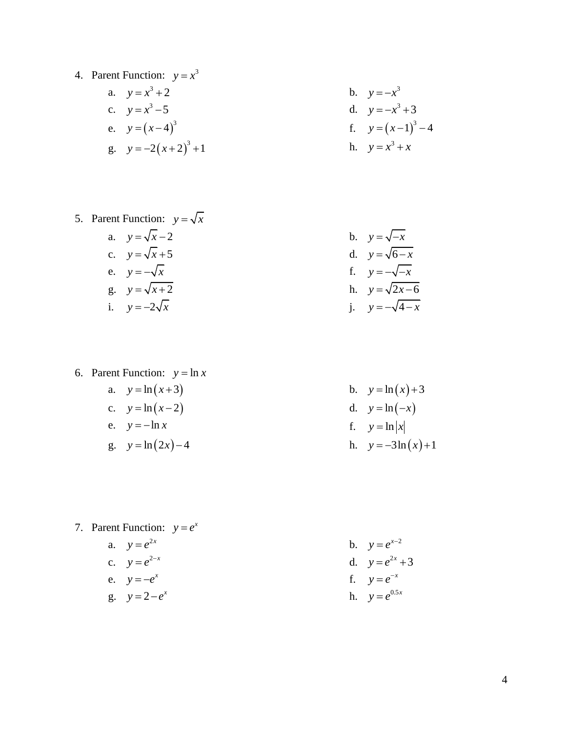4. Parent Function: $y = x^3$
   - a. $y = x^3 + 2$
   - b. $y = -x^3$
   - c. $y = x^3 - 5$
   - d. $y = -x^3 + 3$
   - e. $y = (x-4)^3$
   - f. $y = (x-1)^3 - 4$
   - g. $y = -2(x+2)^3 + 1$
   - h. $y = x^3 + x$

5. Parent Function: $y = \sqrt{x}$
   - a. $y = \sqrt{x} - 2$
   - b. $y = \sqrt{-x}$
   - c. $y = \sqrt{x} + 5$
   - d. $y = \sqrt{6-x}$
   - e. $y = -\sqrt{x}$
   - f. $y = -\sqrt{-x}$
   - g. $y = \sqrt{x+2}$
   - h. $y = \sqrt{2x-6}$
   - i. $y = -2\sqrt{x}$
   - j. $y = -\sqrt{4-x}$

6. Parent Function: $y = \ln x$
   - a. $y = \ln(x+3)$
   - b. $y = \ln(x) + 3$
   - c. $y = \ln(x-2)$
   - d. $y = \ln(-x)$
   - e. $y = -\ln x$
   - f. $y = \ln|x|$
   - g. $y = \ln(2x) - 4$
   - h. $y = -3\ln(x) + 1$

7. Parent Function: $y = e^x$
   - a. $y = e^{2x}$
   - b. $y = e^{x-2}$
   - c. $y = e^{2-x}$
   - d. $y = e^{2x} + 3$
   - e. $y = -e^x$
   - f. $y = e^{-x}$
   - g. $y = 2 - e^x$
   - h. $y = e^{0.5x}$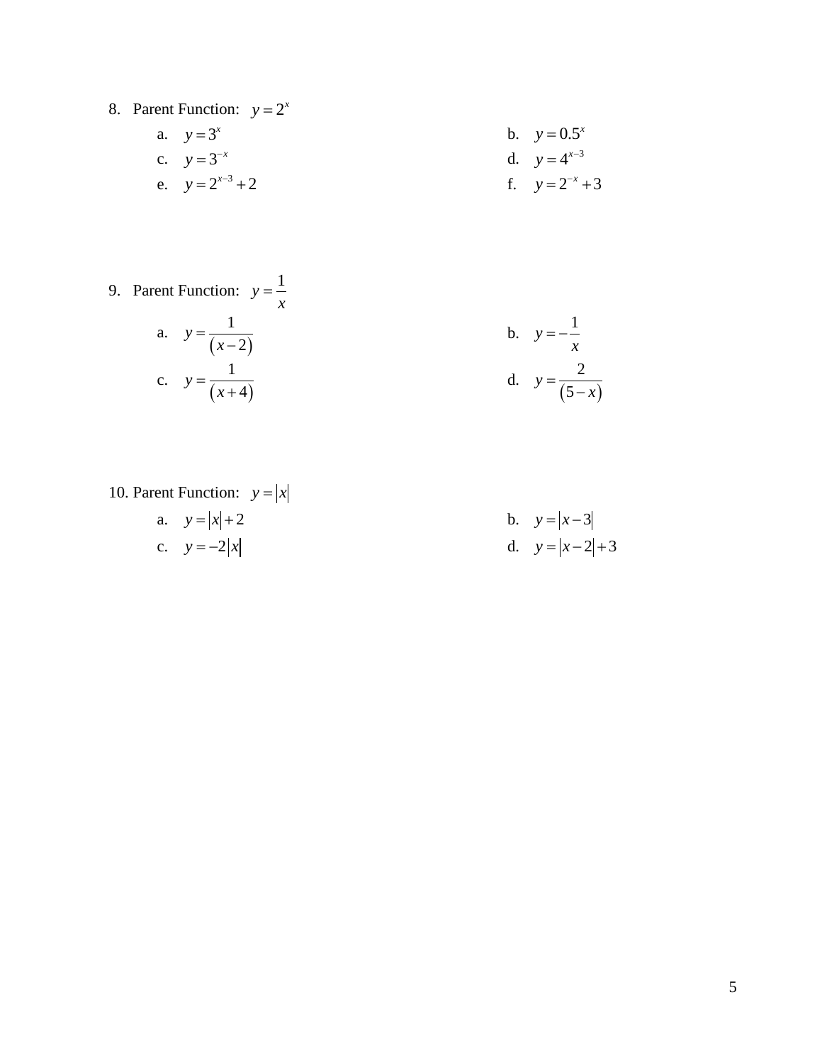8. Parent Function: $y = 2^x$

   a. $y = 3^x$
   
   b. $y = 0.5^x$
   
   c. $y = 3^{-x}$
   
   d. $y = 4^{x-3}$
   
   e. $y = 2^{x-3} + 2$
   
   f. $y = 2^{-x} + 3$

9. Parent Function: $y = \frac{1}{x}$

   a. $y = \frac{1}{(x-2)}$
   
   b. $y = -\frac{1}{x}$
   
   c. $y = \frac{1}{(x+4)}$
   
   d. $y = \frac{2}{(5-x)}$

10. Parent Function: $y = |x|$

    a. $y = |x| + 2$
    
    b. $y = |x-3|$
    
    c. $y = -2|x|$
    
    d. $y = |x-2| + 3$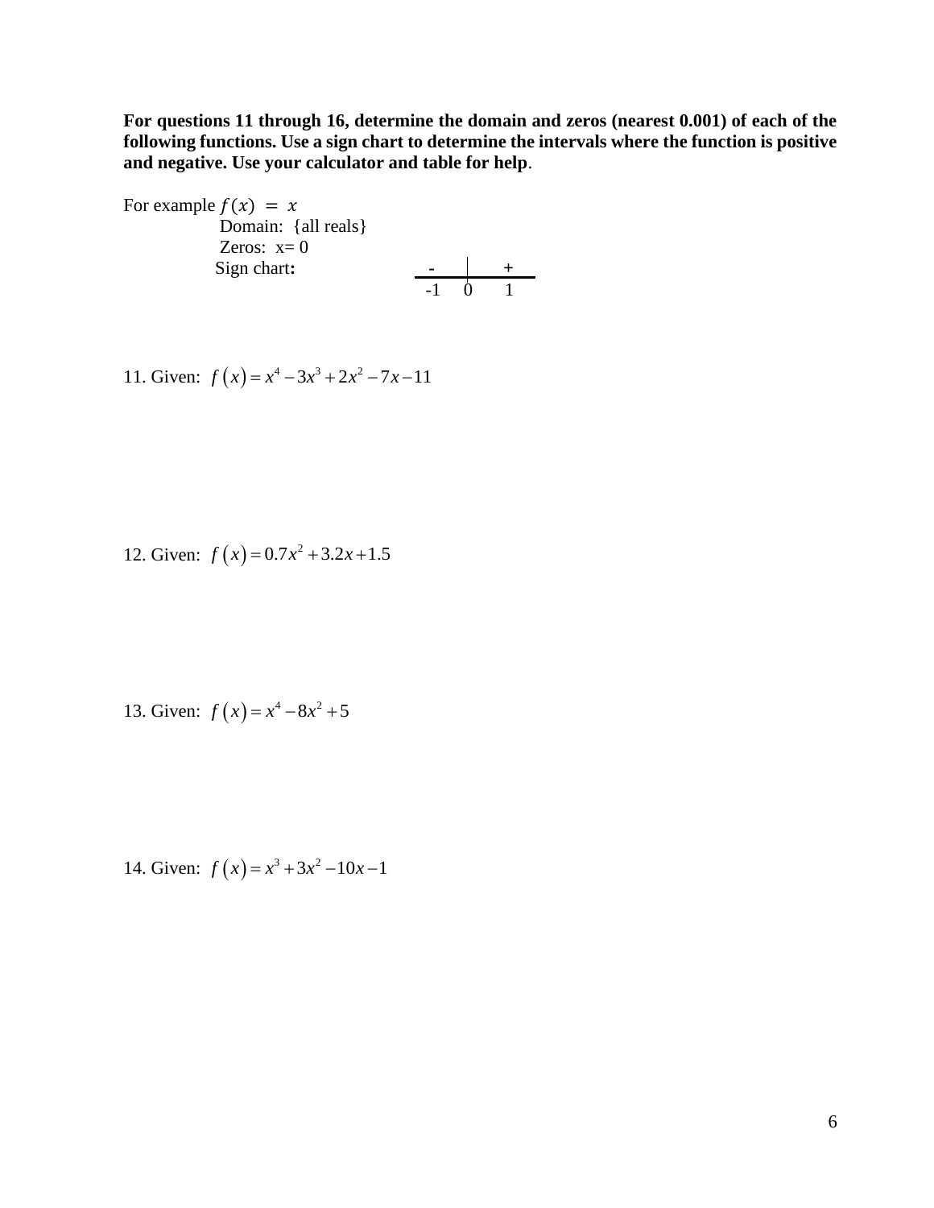**For questions 11 through 16, determine the domain and zeros (nearest 0.001) of each of the following functions. Use a sign chart to determine the intervals where the function is positive and negative. Use your calculator and table for help**.

For example $f(x) = x$

Domain: {all reals}

Zeros: x= 0

Sign chart:

| - | + |
|---|---|
| -1 &nbsp; 0 | 1 |

11. Given: $f(x) = x^4 - 3x^3 + 2x^2 - 7x - 11$

12. Given: $f(x) = 0.7x^2 + 3.2x + 1.5$

13. Given: $f(x) = x^4 - 8x^2 + 5$

14. Given: $f(x) = x^3 + 3x^2 - 10x - 1$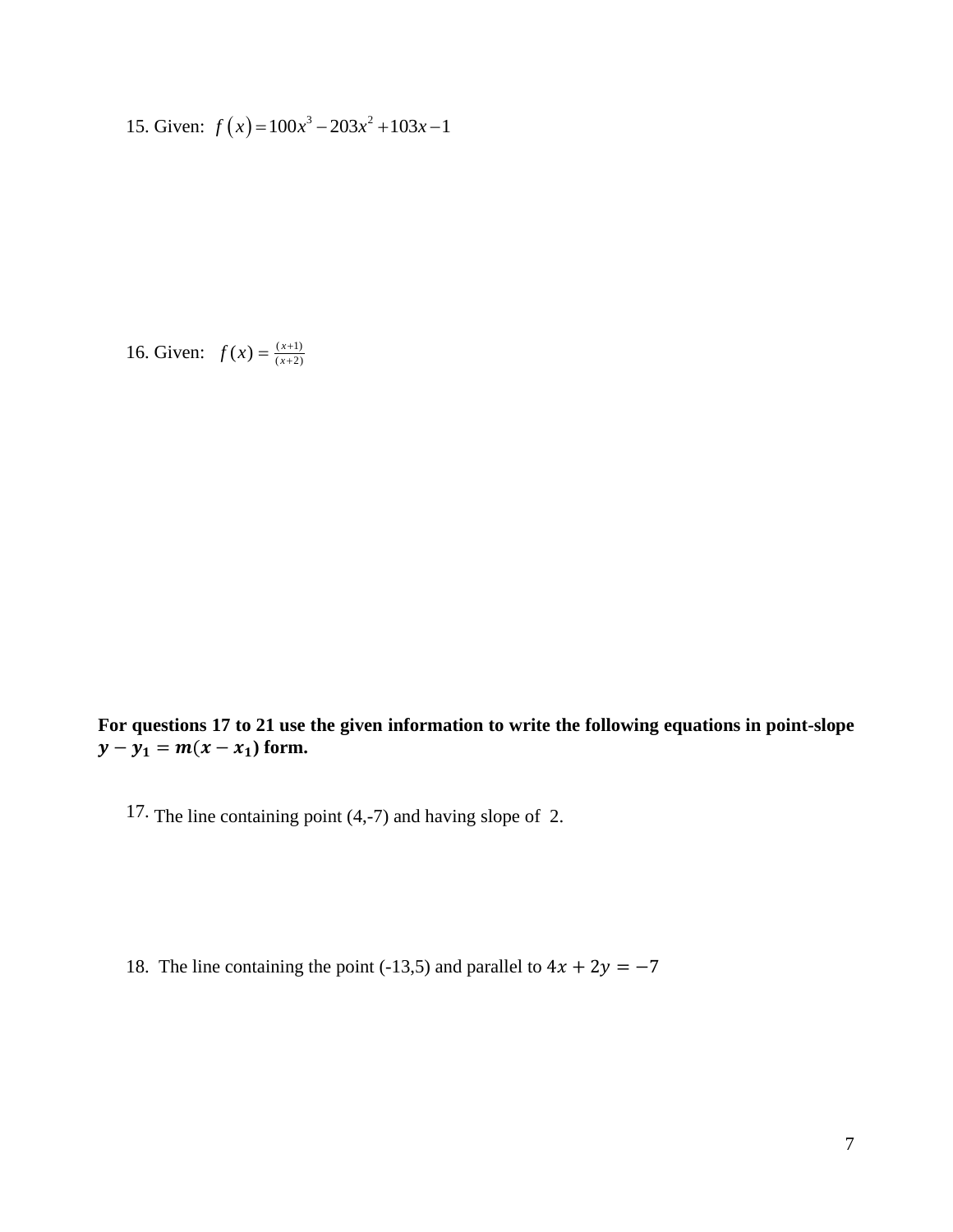15. Given: $f(x) = 100x^3 - 203x^2 + 103x - 1$

16. Given: $f(x) = \frac{(x+1)}{(x+2)}$

**For questions 17 to 21 use the given information to write the following equations in point-slope $y - y_1 = m(x - x_1)$ form.**

17. The line containing point (4,-7) and having slope of 2.

18. The line containing the point (-13,5) and parallel to $4x + 2y = -7$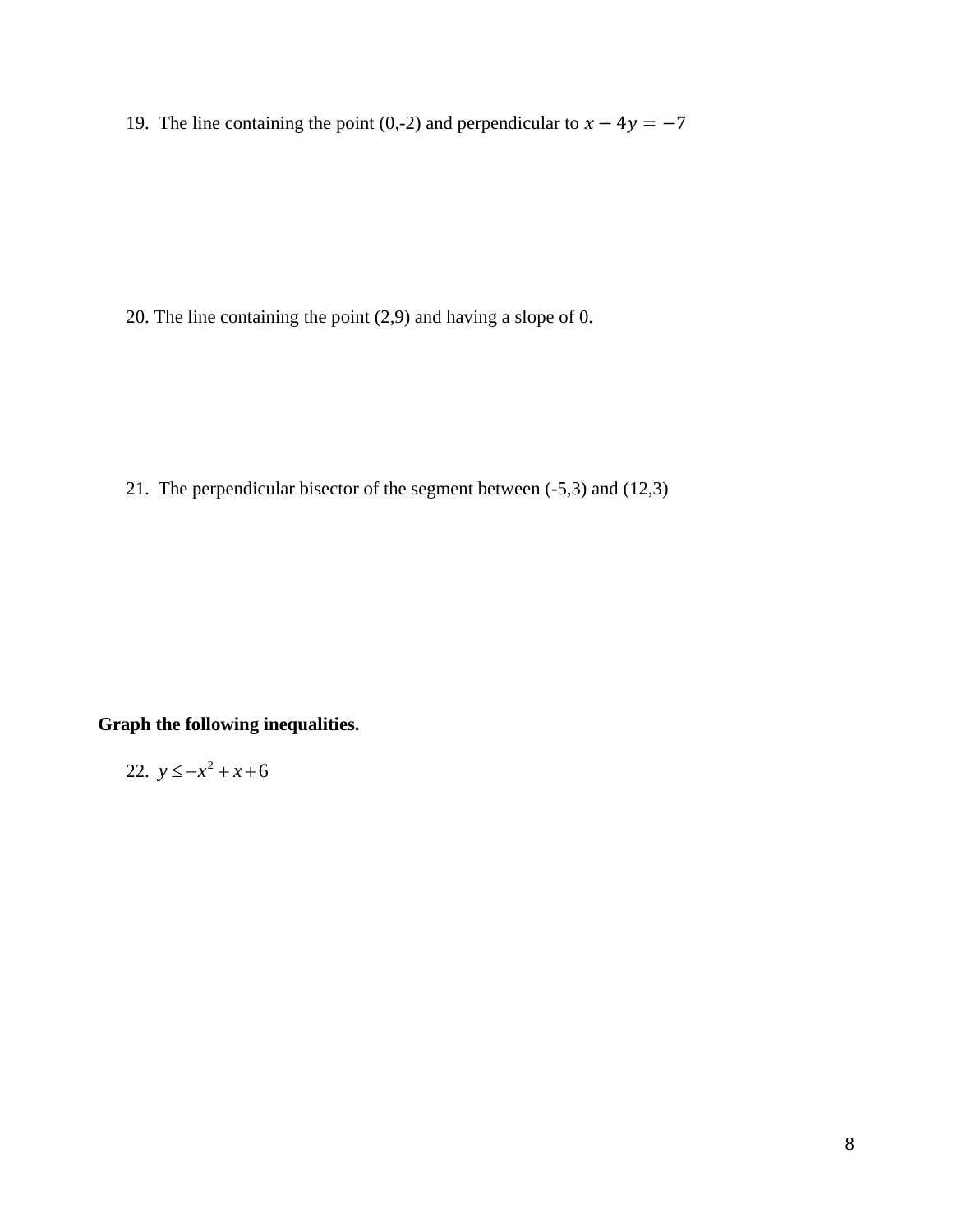19. The line containing the point (0,-2) and perpendicular to $x - 4y = -7$

20. The line containing the point (2,9) and having a slope of 0.

21. The perpendicular bisector of the segment between (-5,3) and (12,3)

**Graph the following inequalities.**

22. $y \leq -x^2 + x + 6$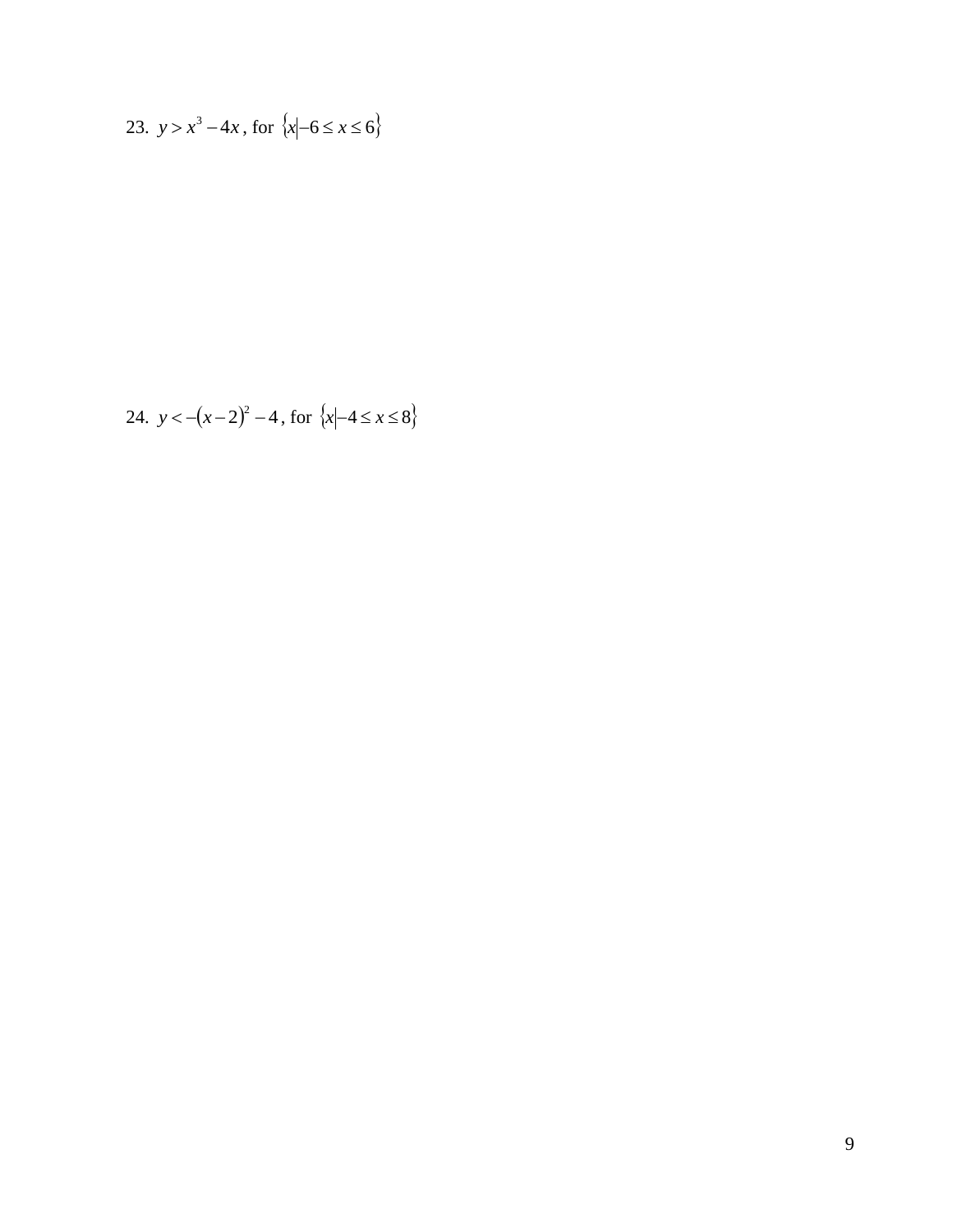23. $y > x^3 - 4x$, for $\{x | -6 \le x \le 6\}$

24. $y < -(x-2)^2 - 4$, for $\{x | -4 \le x \le 8\}$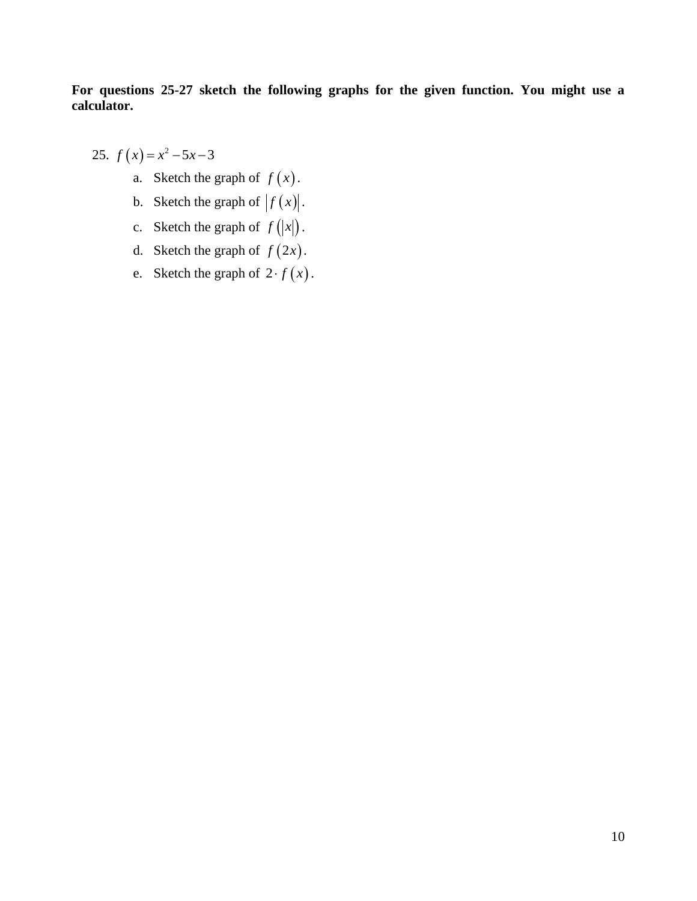**For questions 25-27 sketch the following graphs for the given function. You might use a calculator.**

25. $f(x) = x^2 - 5x - 3$
    a. Sketch the graph of $f(x)$.
    b. Sketch the graph of $|f(x)|$.
    c. Sketch the graph of $f(|x|)$.
    d. Sketch the graph of $f(2x)$.
    e. Sketch the graph of $2 \cdot f(x)$.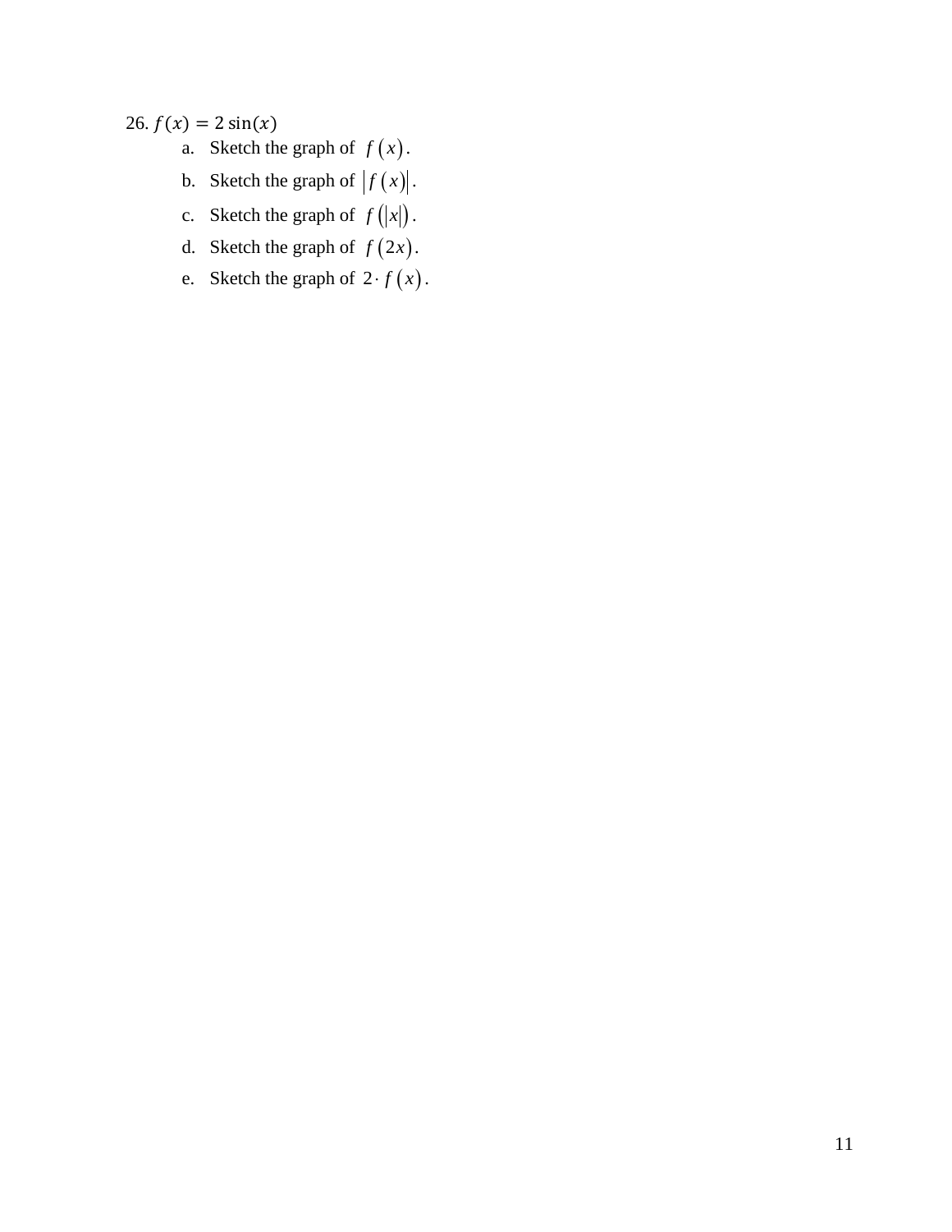26. $f(x) = 2\sin(x)$

a. Sketch the graph of $f(x)$.

b. Sketch the graph of $|f(x)|$.

c. Sketch the graph of $f(|x|)$.

d. Sketch the graph of $f(2x)$.

e. Sketch the graph of $2 \cdot f(x)$.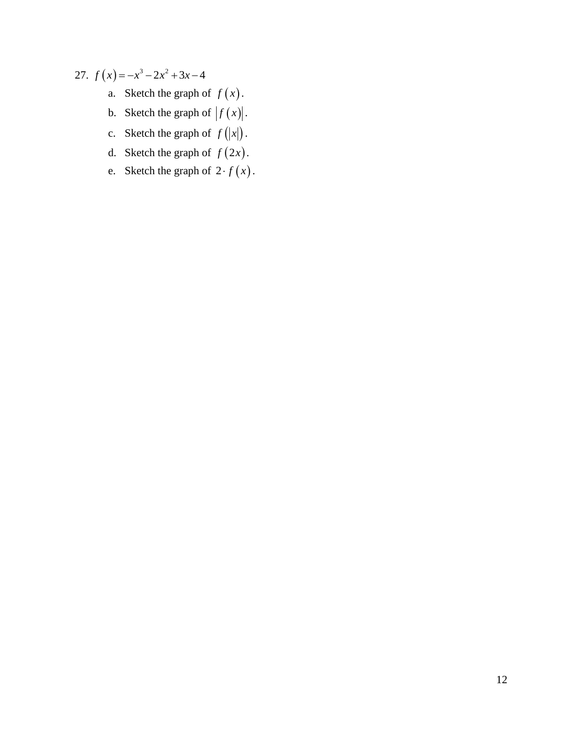27. $f(x) = -x^3 - 2x^2 + 3x - 4$

a. Sketch the graph of $f(x)$.

b. Sketch the graph of $|f(x)|$.

c. Sketch the graph of $f(|x|)$.

d. Sketch the graph of $f(2x)$.

e. Sketch the graph of $2 \cdot f(x)$.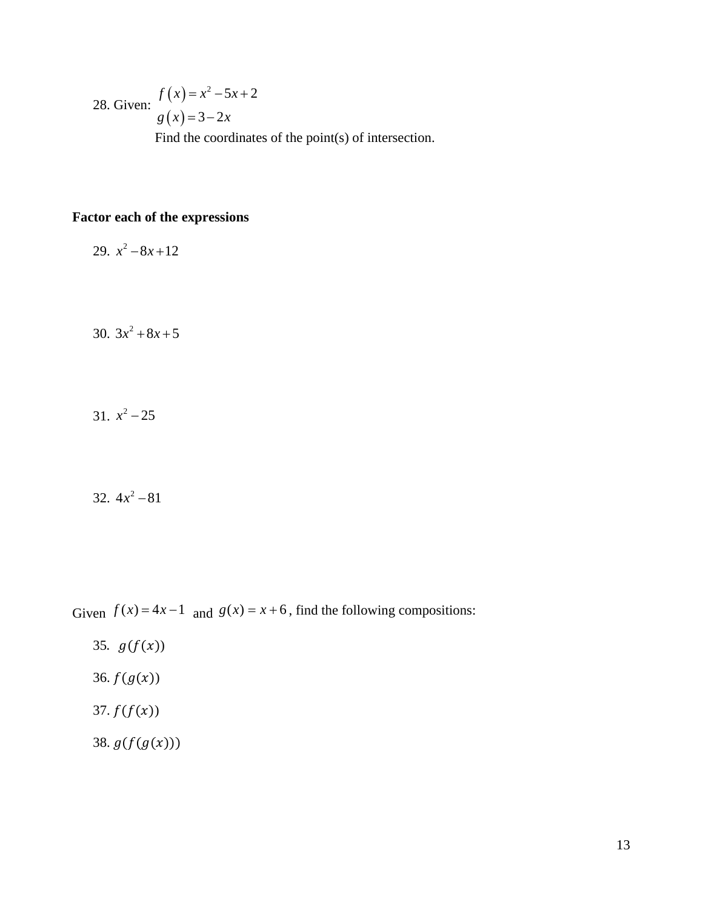28. Given: $f(x) = x^2 - 5x + 2$

$g(x) = 3 - 2x$

Find the coordinates of the point(s) of intersection.

**Factor each of the expressions**

29. $x^2 - 8x + 12$

30. $3x^2 + 8x + 5$

31. $x^2 - 25$

32. $4x^2 - 81$

Given $f(x) = 4x - 1$ and $g(x) = x + 6$, find the following compositions:

35. $g(f(x))$

36. $f(g(x))$

37. $f(f(x))$

38. $g(f(g(x)))$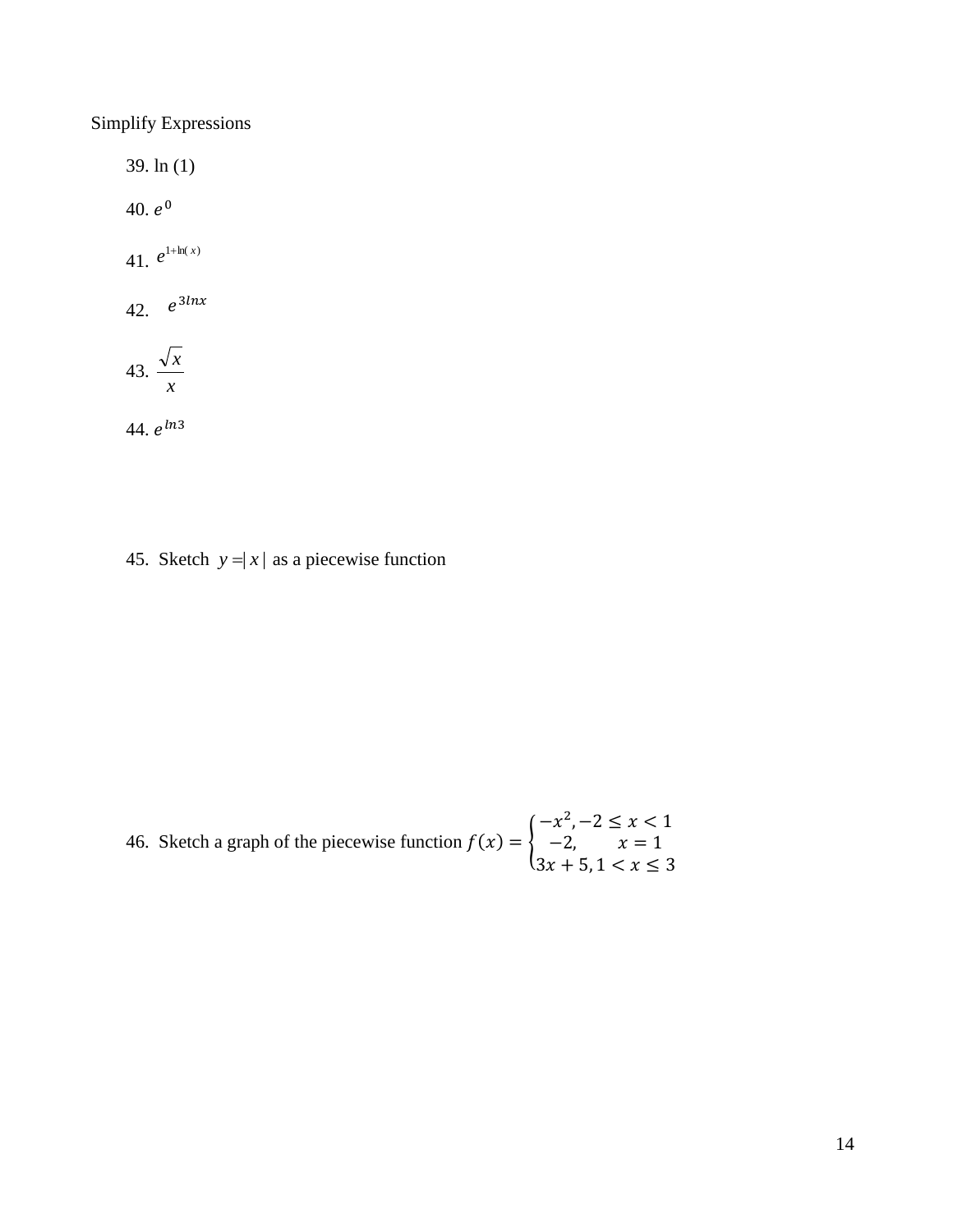Simplify Expressions

39. ln (1)

40. $e^0$

41. $e^{1+\ln(x)}$

42. $e^{3lnx}$

43. $\frac{\sqrt{x}}{x}$

44. $e^{ln3}$

45. Sketch $y = |x|$ as a piecewise function

46. Sketch a graph of the piecewise function $f(x) = \begin{cases} -x^2, -2 \leq x < 1 \\ -2, \quad x = 1 \\ 3x + 5, 1 < x \leq 3 \end{cases}$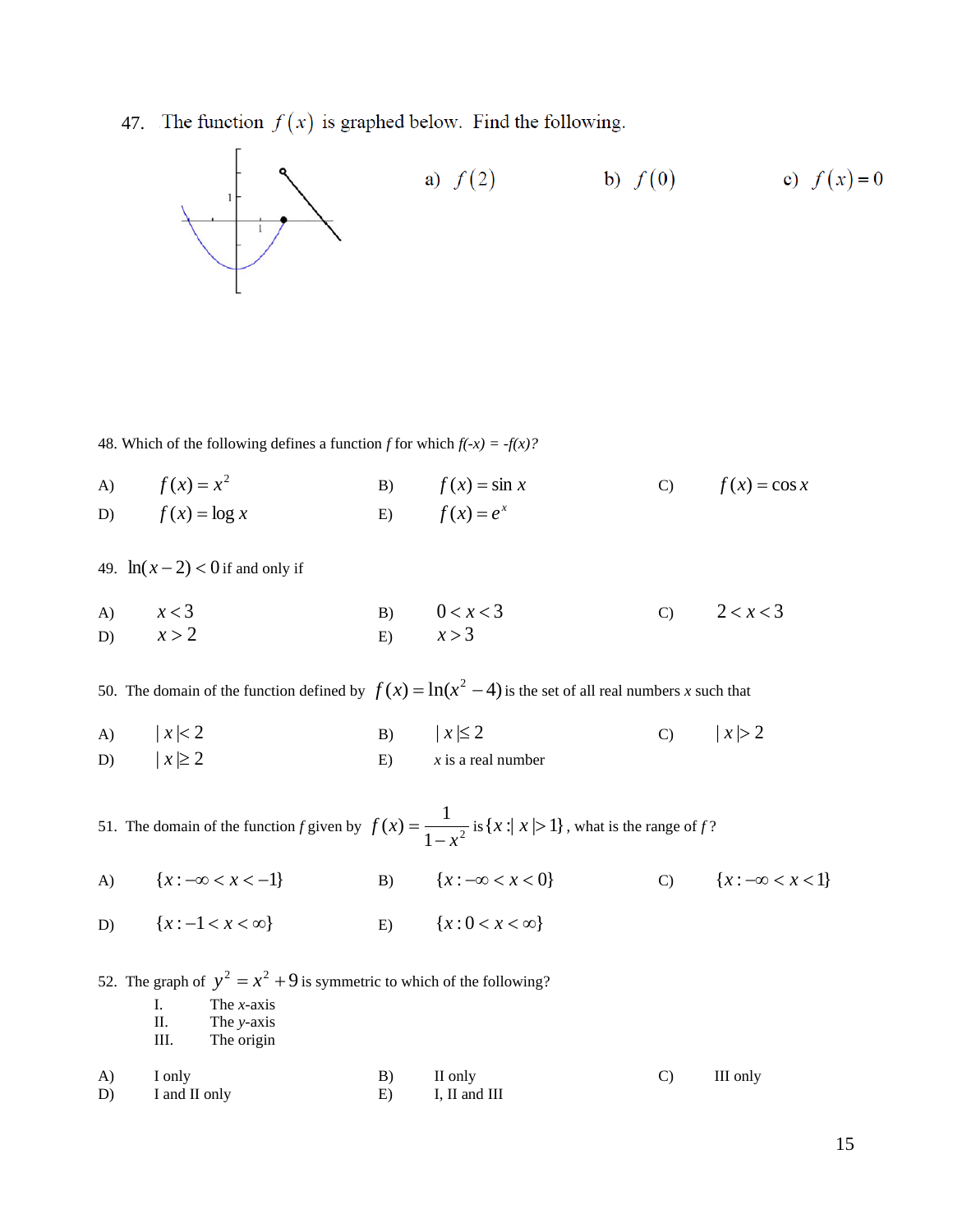47. The function $f(x)$ is graphed below. Find the following.

a) $f(2)$ b) $f(0)$ c) $f(x) = 0$

48. Which of the following defines a function *f* for which *f(-x) = -f(x)?*

A) $f(x) = x^2$ B) $f(x) = \sin x$ C) $f(x) = \cos x$
D) $f(x) = \log x$ E) $f(x) = e^x$

49. $\ln(x-2) < 0$ if and only if

A) $x < 3$ B) $0 < x < 3$ C) $2 < x < 3$
D) $x > 2$ E) $x > 3$

50. The domain of the function defined by $f(x) = \ln(x^2 - 4)$ is the set of all real numbers *x* such that

A) $|x| < 2$ B) $|x| \le 2$ C) $|x| > 2$
D) $|x| \ge 2$ E) *x* is a real number

51. The domain of the function *f* given by $f(x) = \dfrac{1}{1-x^2}$ is $\{x : |x| > 1\}$, what is the range of *f* ?

A) $\{x : -\infty < x < -1\}$ B) $\{x : -\infty < x < 0\}$ C) $\{x : -\infty < x < 1\}$

D) $\{x : -1 < x < \infty\}$ E) $\{x : 0 < x < \infty\}$

52. The graph of $y^2 = x^2 + 9$ is symmetric to which of the following?

I. The *x*-axis
II. The *y*-axis
III. The origin

A) I only B) II only C) III only
D) I and II only E) I, II and III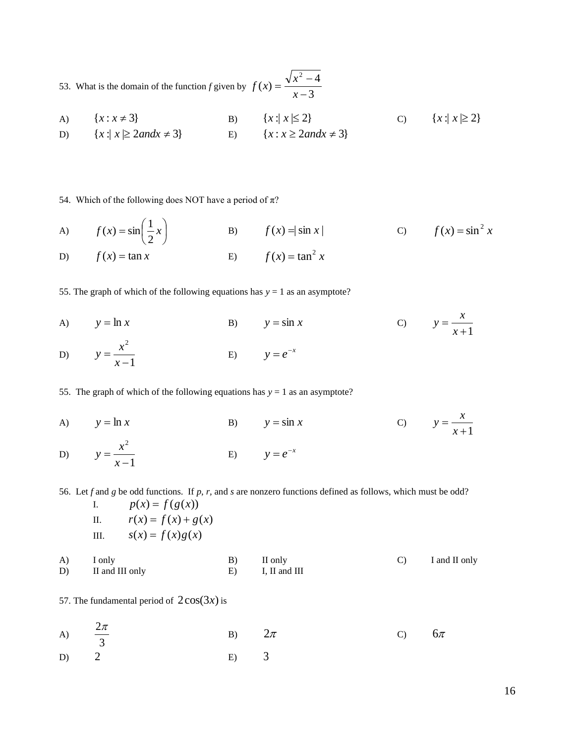53. What is the domain of the function *f* given by $f(x) = \dfrac{\sqrt{x^2 - 4}}{x - 3}$

A) $\{x : x \neq 3\}$
B) $\{x : |x| \leq 2\}$
C) $\{x : |x| \geq 2\}$
D) $\{x : |x| \geq 2 and x \neq 3\}$
E) $\{x : x \geq 2 and x \neq 3\}$

54. Which of the following does NOT have a period of π?

A) $f(x) = \sin\left(\dfrac{1}{2}x\right)$
B) $f(x) = |\sin x|$
C) $f(x) = \sin^2 x$
D) $f(x) = \tan x$
E) $f(x) = \tan^2 x$

55. The graph of which of the following equations has $y = 1$ as an asymptote?

A) $y = \ln x$
B) $y = \sin x$
C) $y = \dfrac{x}{x+1}$
D) $y = \dfrac{x^2}{x-1}$
E) $y = e^{-x}$

55. The graph of which of the following equations has $y = 1$ as an asymptote?

A) $y = \ln x$
B) $y = \sin x$
C) $y = \dfrac{x}{x+1}$
D) $y = \dfrac{x^2}{x-1}$
E) $y = e^{-x}$

56. Let *f* and *g* be odd functions. If *p*, *r*, and *s* are nonzero functions defined as follows, which must be odd?

I. $p(x) = f(g(x))$
II. $r(x) = f(x) + g(x)$
III. $s(x) = f(x)g(x)$

A) I only
B) II only
C) I and II only
D) II and III only
E) I, II and III

57. The fundamental period of $2\cos(3x)$ is

A) $\dfrac{2\pi}{3}$
B) $2\pi$
C) $6\pi$
D) $2$
E) $3$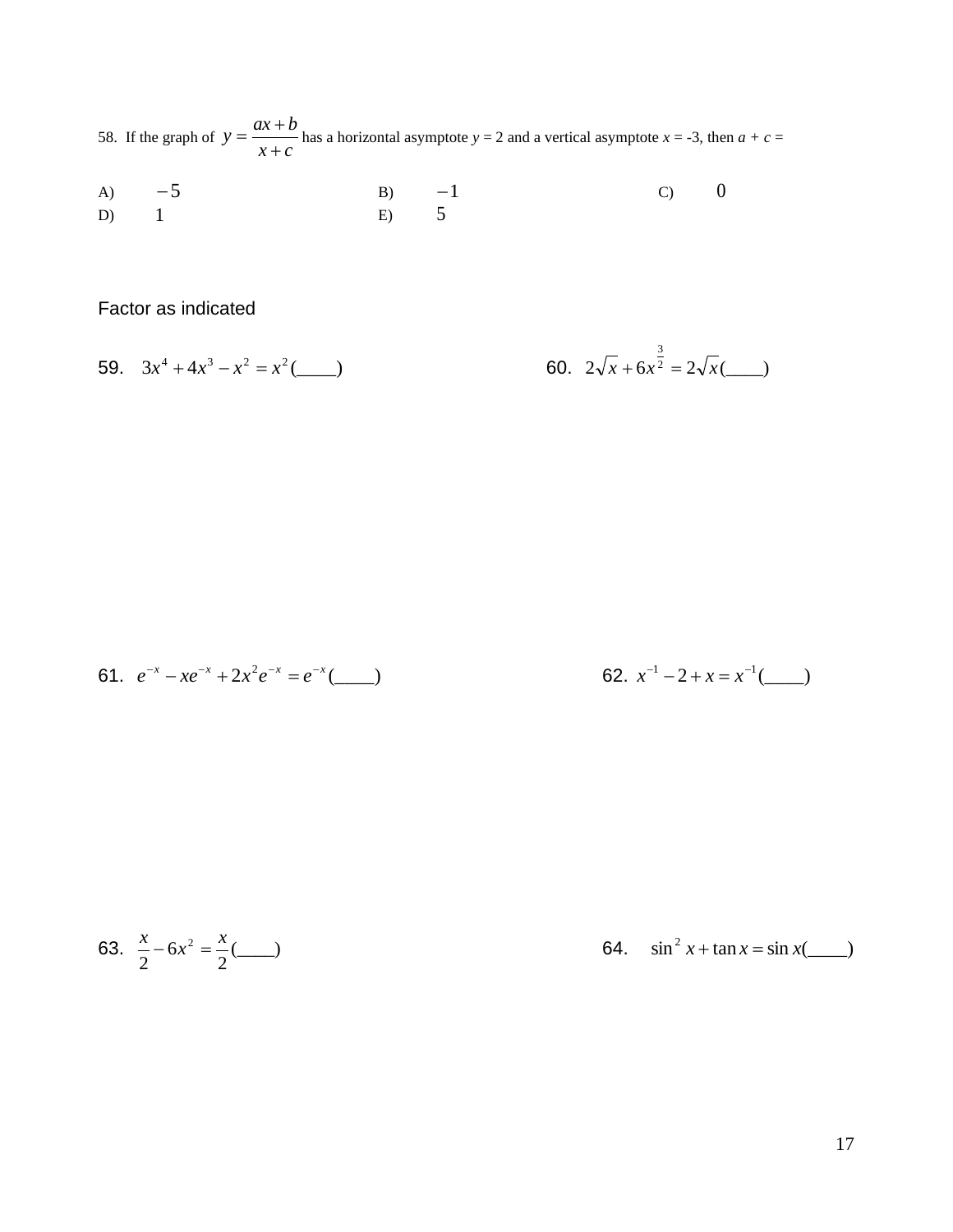58. If the graph of $y = \dfrac{ax+b}{x+c}$ has a horizontal asymptote $y = 2$ and a vertical asymptote $x = -3$, then $a + c =$

A) $-5$ B) $-1$ C) $0$
D) $1$ E) $5$

Factor as indicated

59. $3x^4 + 4x^3 - x^2 = x^2(\_\_\_\_)$

60. $2\sqrt{x} + 6x^{\frac{3}{2}} = 2\sqrt{x}(\_\_\_\_)$

61. $e^{-x} - xe^{-x} + 2x^2e^{-x} = e^{-x}(\_\_\_\_)$

62. $x^{-1} - 2 + x = x^{-1}(\_\_\_\_)$

63. $\dfrac{x}{2} - 6x^2 = \dfrac{x}{2}(\_\_\_\_)$

64. $\sin^2 x + \tan x = \sin x(\_\_\_\_)$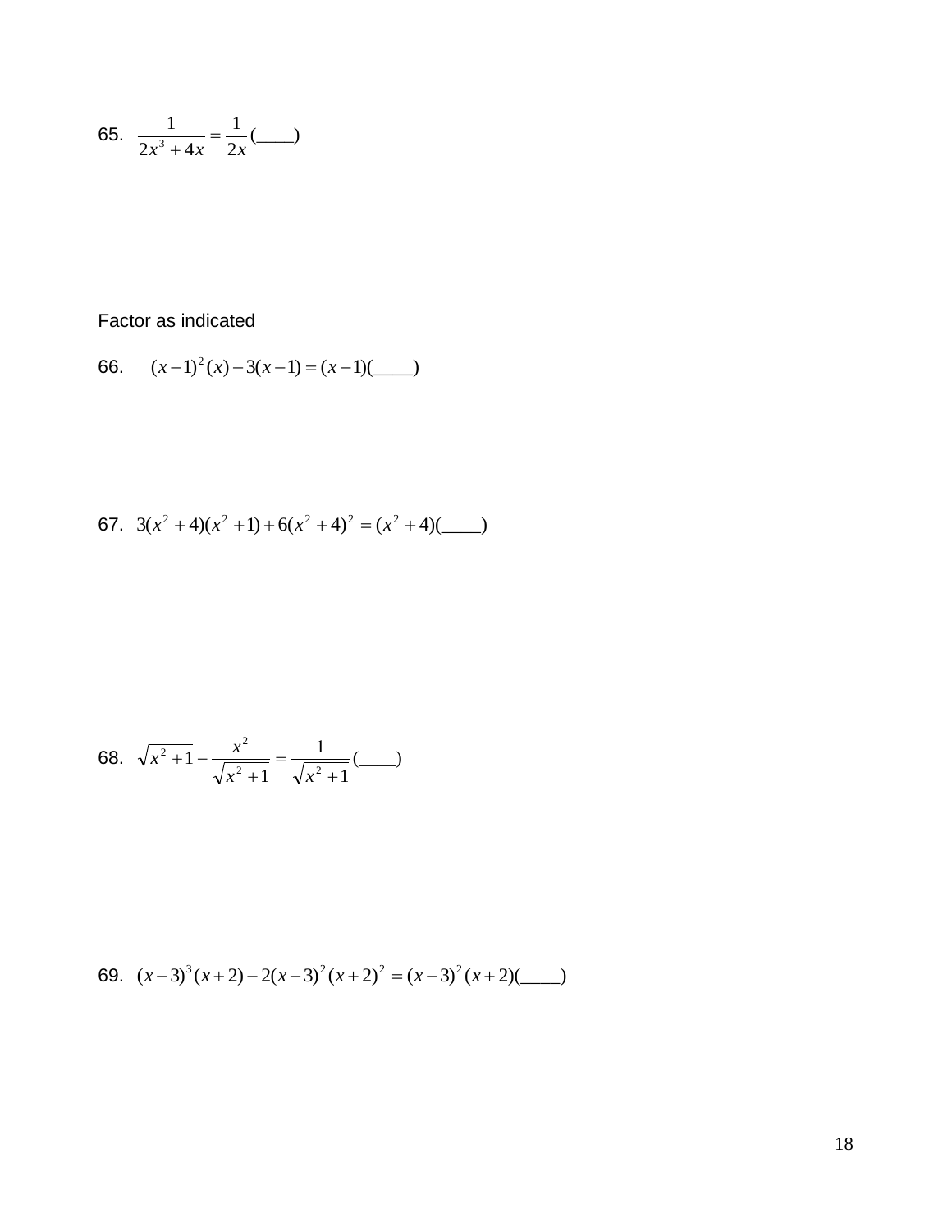65. $\dfrac{1}{2x^3 + 4x} = \dfrac{1}{2x}(\_\_\_\_)$

Factor as indicated

66. $(x-1)^2(x) - 3(x-1) = (x-1)(\_\_\_\_)$

67. $3(x^2+4)(x^2+1) + 6(x^2+4)^2 = (x^2+4)(\_\_\_\_)$

68. $\sqrt{x^2+1} - \dfrac{x^2}{\sqrt{x^2+1}} = \dfrac{1}{\sqrt{x^2+1}}(\_\_\_\_)$

69. $(x-3)^3(x+2) - 2(x-3)^2(x+2)^2 = (x-3)^2(x+2)(\_\_\_\_)$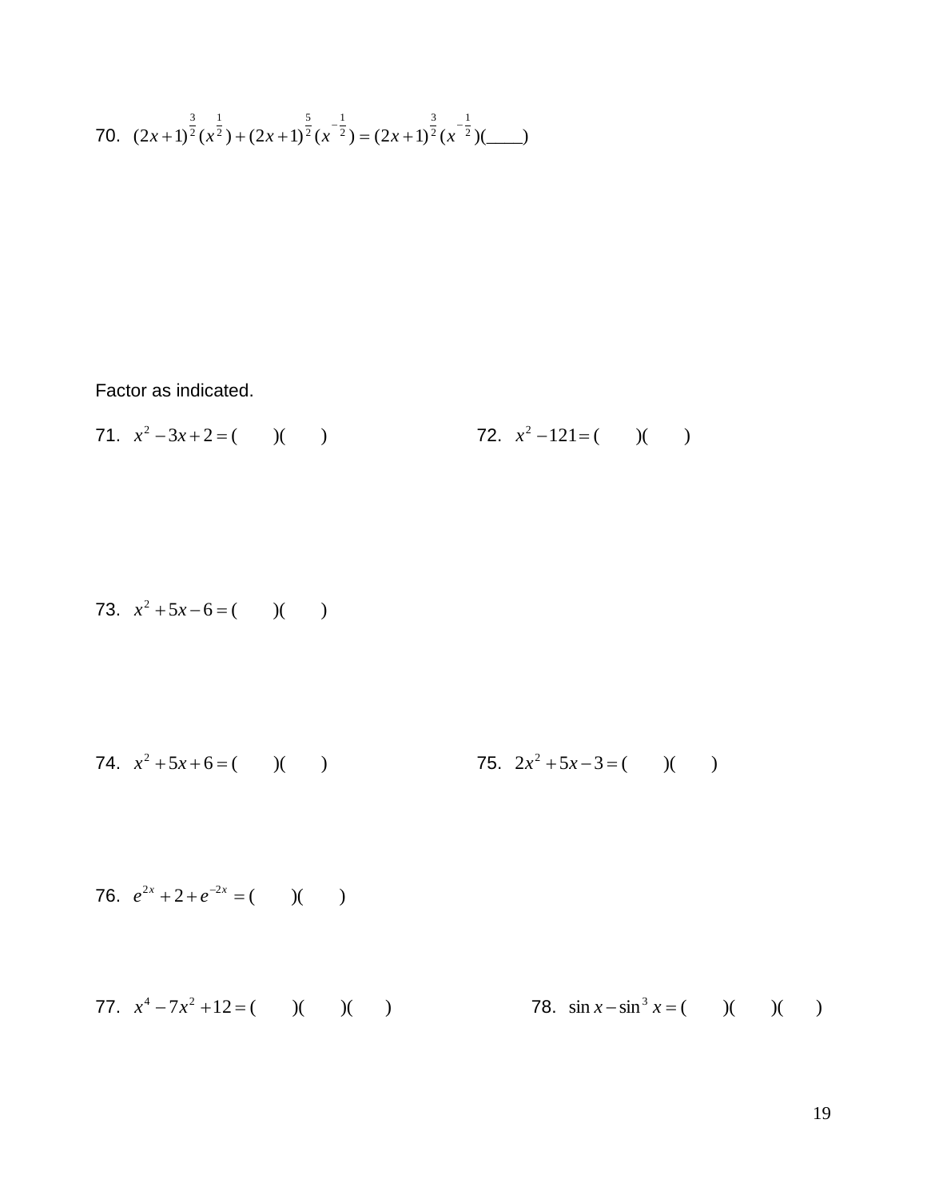70. $(2x+1)^{\frac{3}{2}}(x^{\frac{1}{2}})+(2x+1)^{\frac{5}{2}}(x^{-\frac{1}{2}})=(2x+1)^{\frac{3}{2}}(x^{-\frac{1}{2}})(\_\_\_\_)$

Factor as indicated.

71. $x^2-3x+2=(\quad)(\quad)$

72. $x^2-121=(\quad)(\quad)$

73. $x^2+5x-6=(\quad)(\quad)$

74. $x^2+5x+6=(\quad)(\quad)$

75. $2x^2+5x-3=(\quad)(\quad)$

76. $e^{2x}+2+e^{-2x}=(\quad)(\quad)$

77. $x^4-7x^2+12=(\quad)(\quad)(\quad)$

78. $\sin x-\sin^3 x=(\quad)(\quad)(\quad)$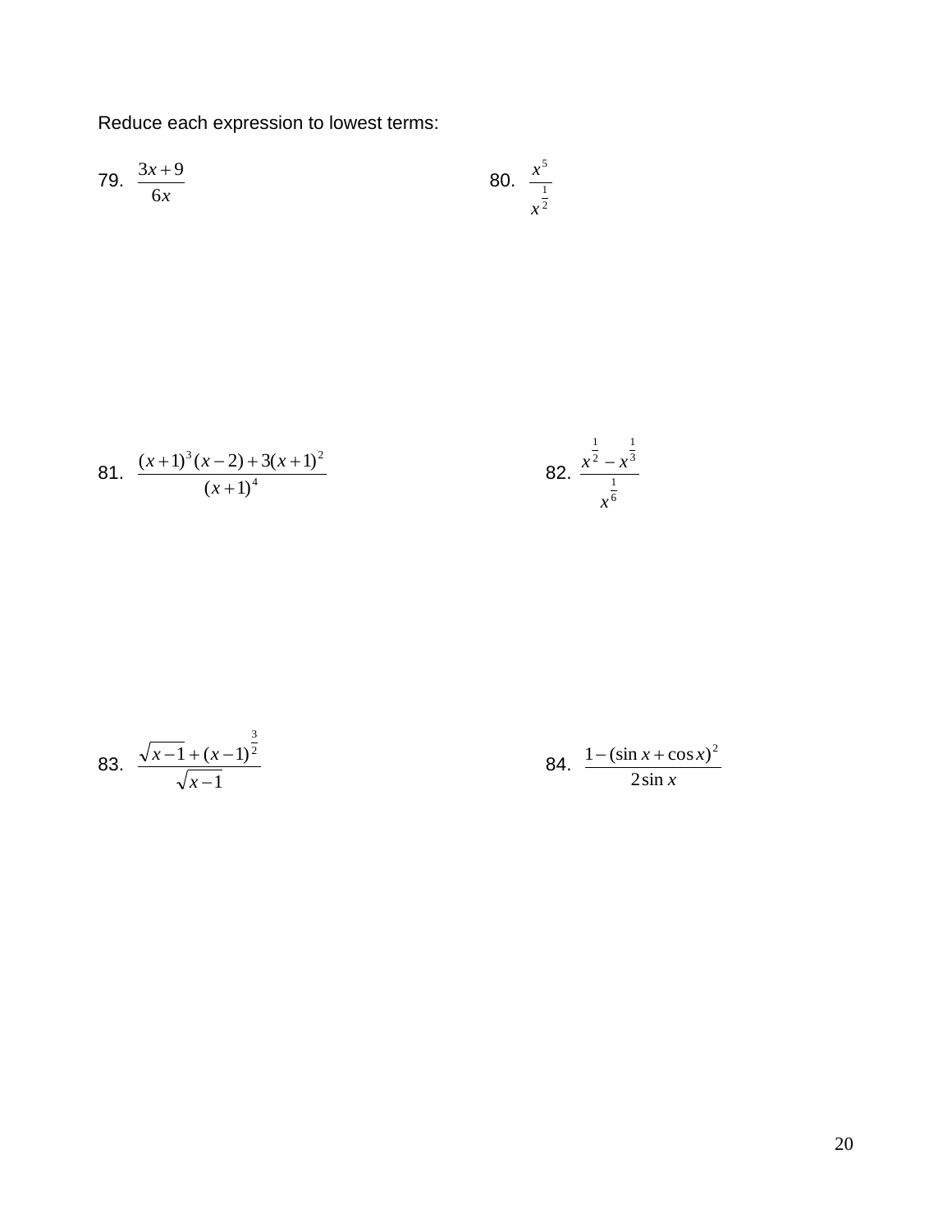Reduce each expression to lowest terms:

79. $\dfrac{3x+9}{6x}$

80. $\dfrac{x^5}{x^{\frac{1}{2}}}$

81. $\dfrac{(x+1)^3(x-2)+3(x+1)^2}{(x+1)^4}$

82. $\dfrac{x^{\frac{1}{2}}-x^{\frac{1}{3}}}{x^{\frac{1}{6}}}$

83. $\dfrac{\sqrt{x-1}+(x-1)^{\frac{3}{2}}}{\sqrt{x-1}}$

84. $\dfrac{1-(\sin x+\cos x)^2}{2\sin x}$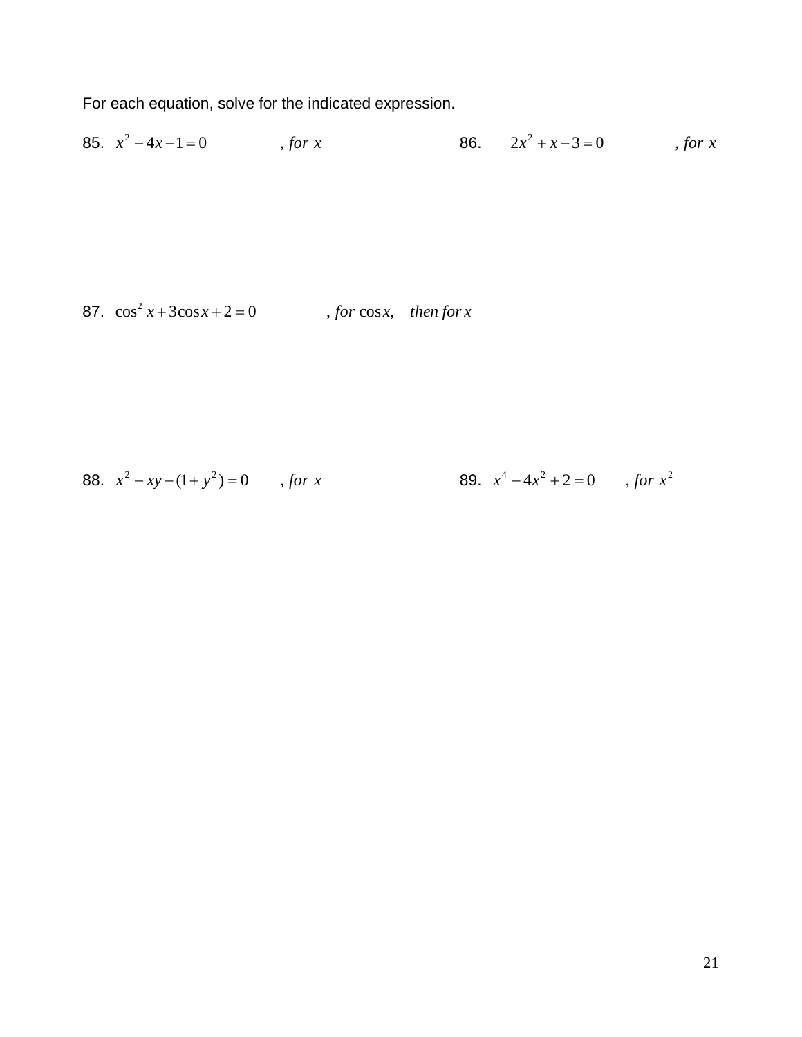For each equation, solve for the indicated expression.

85. $x^2 - 4x - 1 = 0$ , *for* $x$

86. $2x^2 + x - 3 = 0$ , *for* $x$

87. $\cos^2 x + 3\cos x + 2 = 0$ , *for* $\cos x$, *then for* $x$

88. $x^2 - xy - (1 + y^2) = 0$ , *for* $x$

89. $x^4 - 4x^2 + 2 = 0$ , *for* $x^2$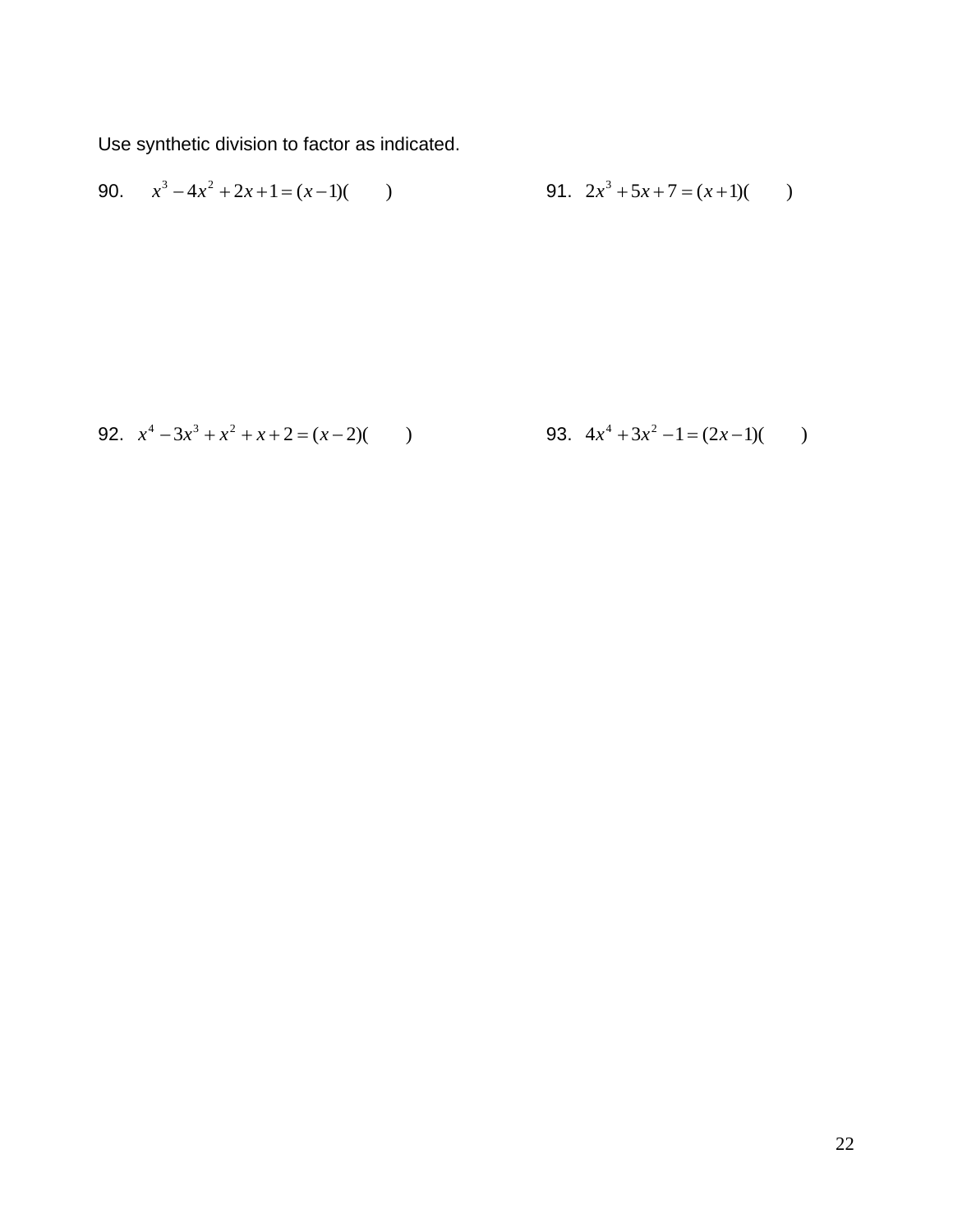Use synthetic division to factor as indicated.

90. $x^3 - 4x^2 + 2x + 1 = (x-1)(\qquad)$

91. $2x^3 + 5x + 7 = (x+1)(\qquad)$

92. $x^4 - 3x^3 + x^2 + x + 2 = (x-2)(\qquad)$

93. $4x^4 + 3x^2 - 1 = (2x-1)(\qquad)$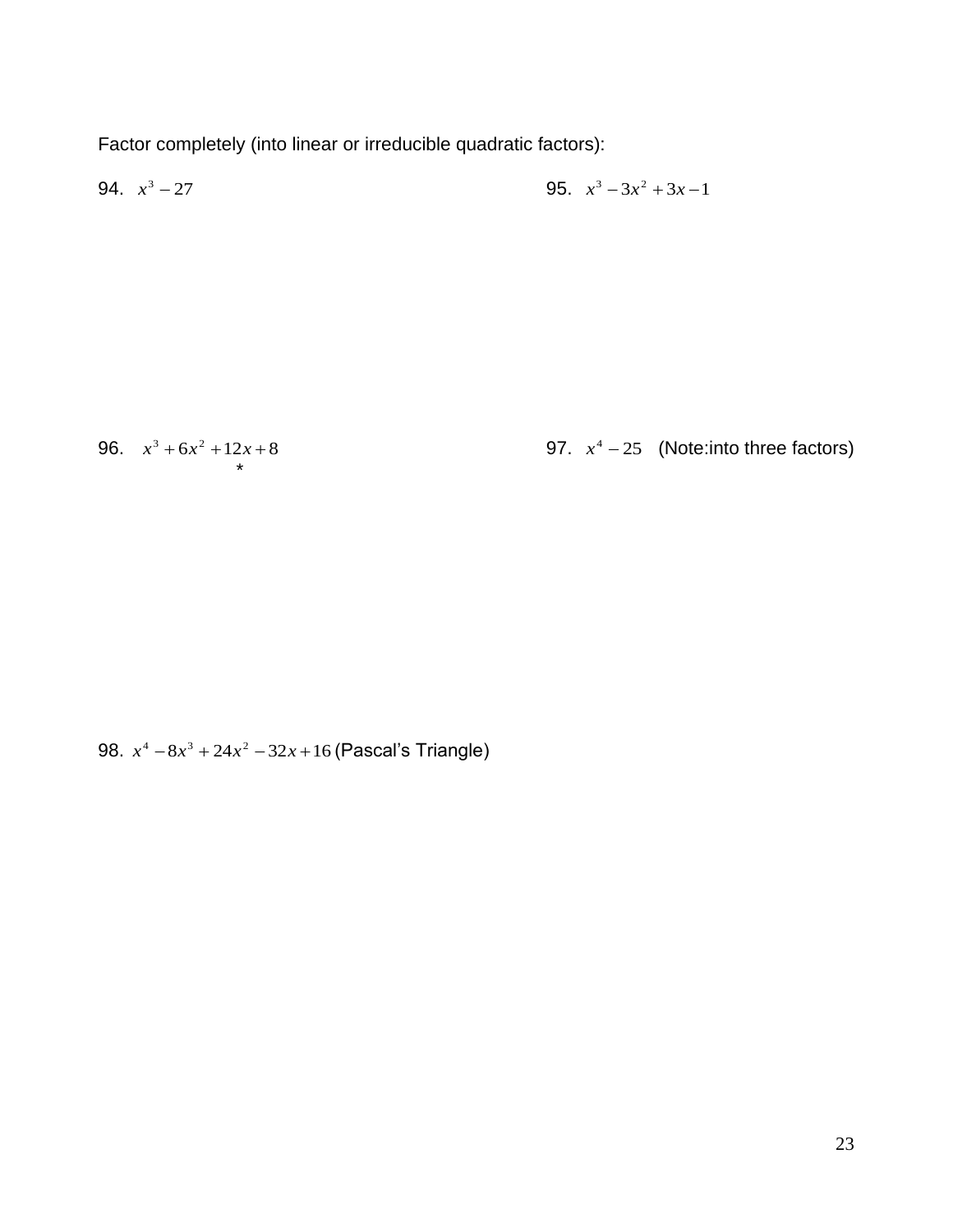Factor completely (into linear or irreducible quadratic factors):

94. $x^3 - 27$

95. $x^3 - 3x^2 + 3x - 1$

96. $x^3 + 6x^2 + 12x + 8$
*

97. $x^4 - 25$ (Note:into three factors)

98. $x^4 - 8x^3 + 24x^2 - 32x + 16$ (Pascal's Triangle)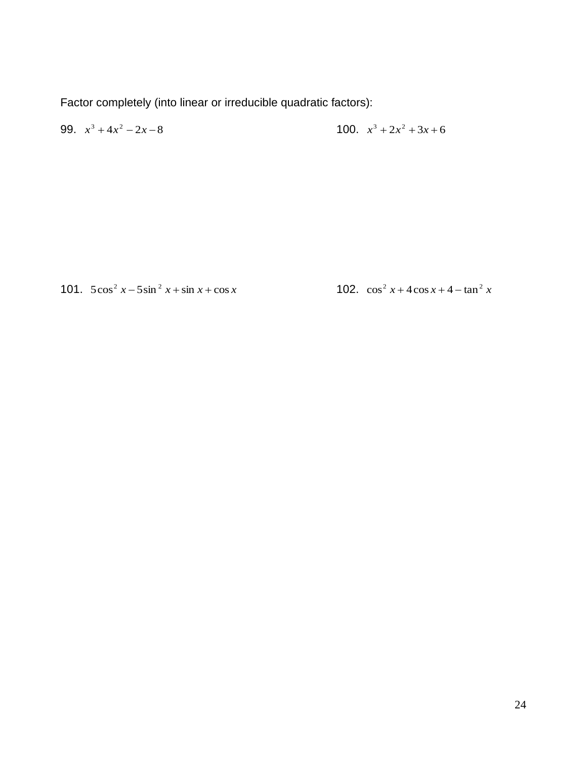Factor completely (into linear or irreducible quadratic factors):

99. $x^3 + 4x^2 - 2x - 8$

100. $x^3 + 2x^2 + 3x + 6$

101. $5\cos^2 x - 5\sin^2 x + \sin x + \cos x$

102. $\cos^2 x + 4\cos x + 4 - \tan^2 x$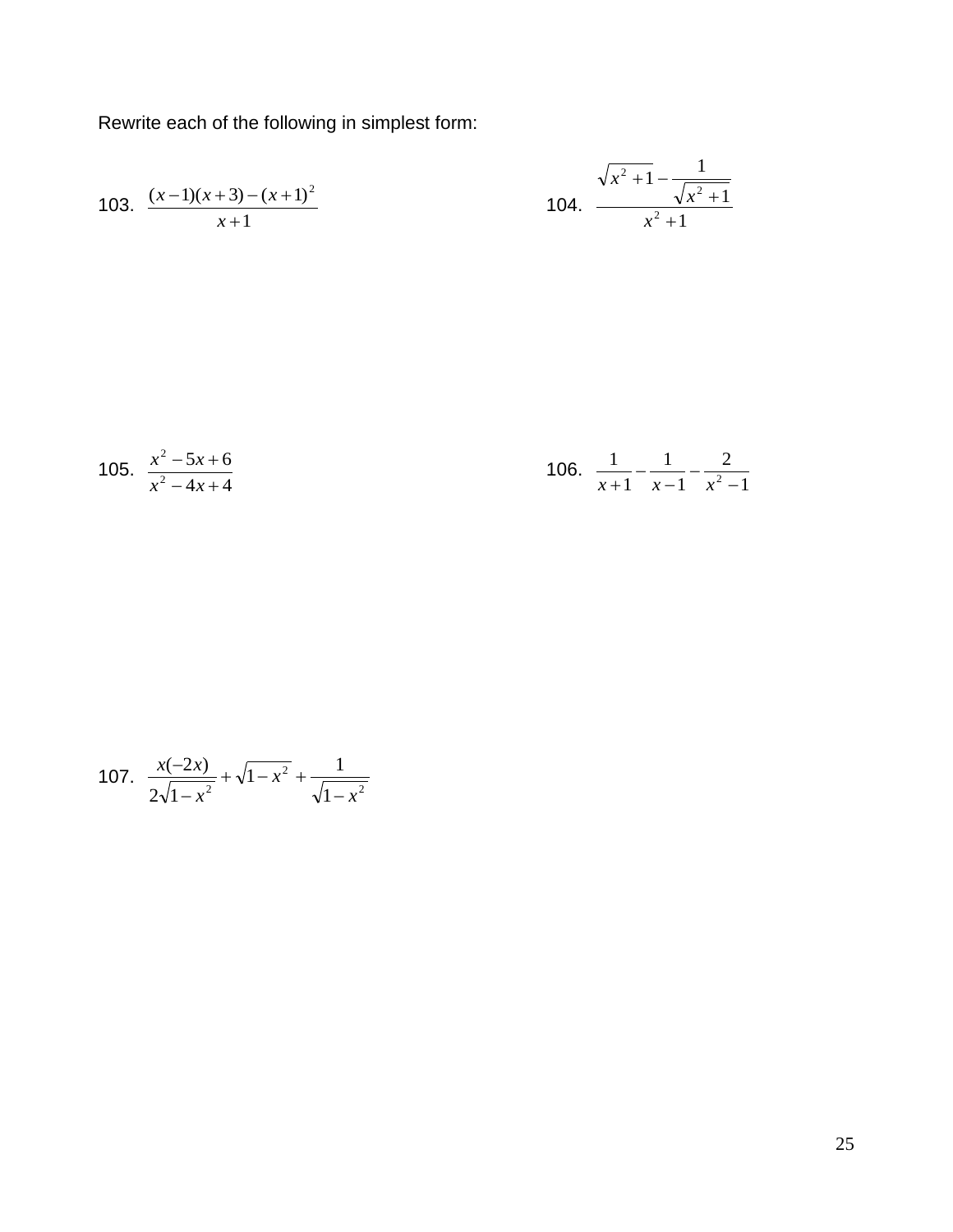Rewrite each of the following in simplest form:

103. $\dfrac{(x-1)(x+3)-(x+1)^2}{x+1}$

104. $\dfrac{\sqrt{x^2+1}-\dfrac{1}{\sqrt{x^2+1}}}{x^2+1}$

105. $\dfrac{x^2-5x+6}{x^2-4x+4}$

106. $\dfrac{1}{x+1}-\dfrac{1}{x-1}-\dfrac{2}{x^2-1}$

107. $\dfrac{x(-2x)}{2\sqrt{1-x^2}}+\sqrt{1-x^2}+\dfrac{1}{\sqrt{1-x^2}}$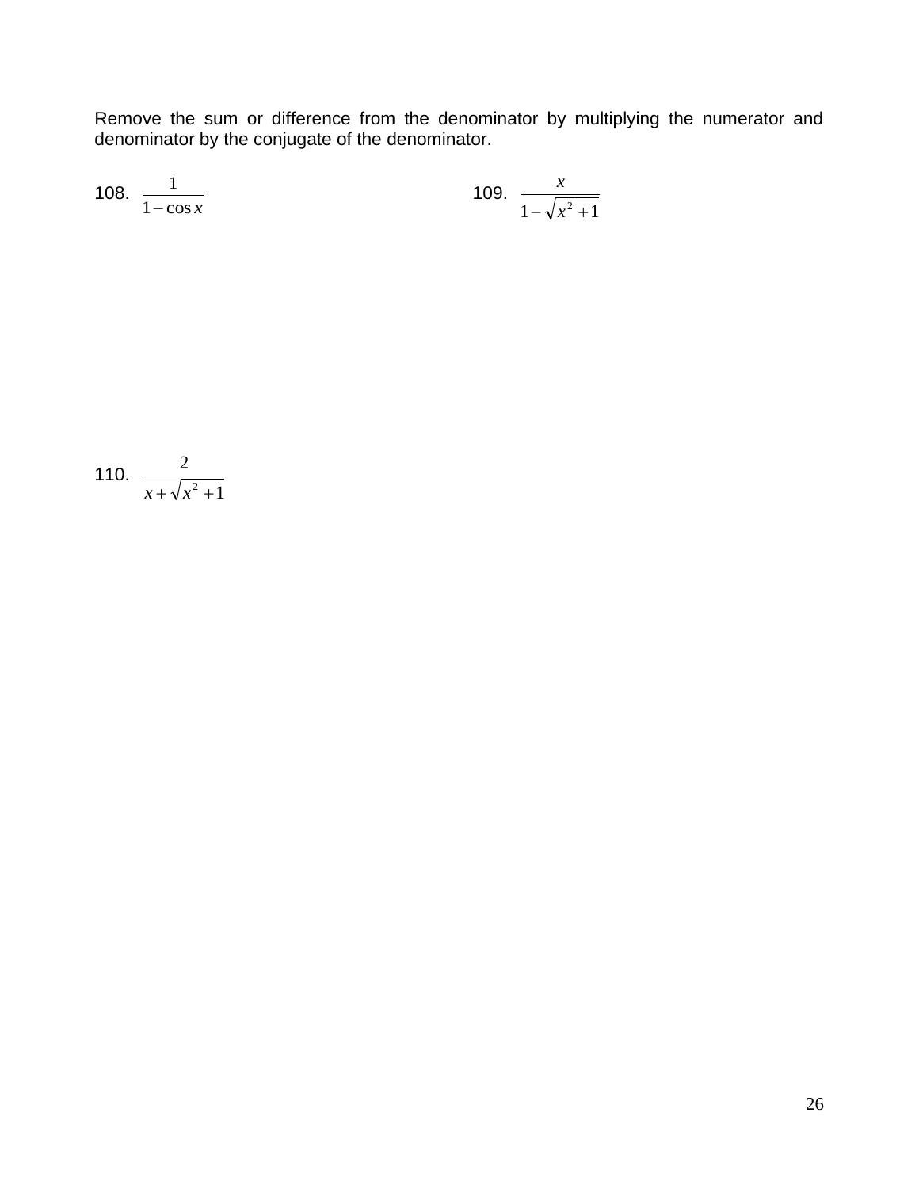Remove the sum or difference from the denominator by multiplying the numerator and denominator by the conjugate of the denominator.

108. $\dfrac{1}{1-\cos x}$

109. $\dfrac{x}{1-\sqrt{x^2+1}}$

110. $\dfrac{2}{x+\sqrt{x^2+1}}$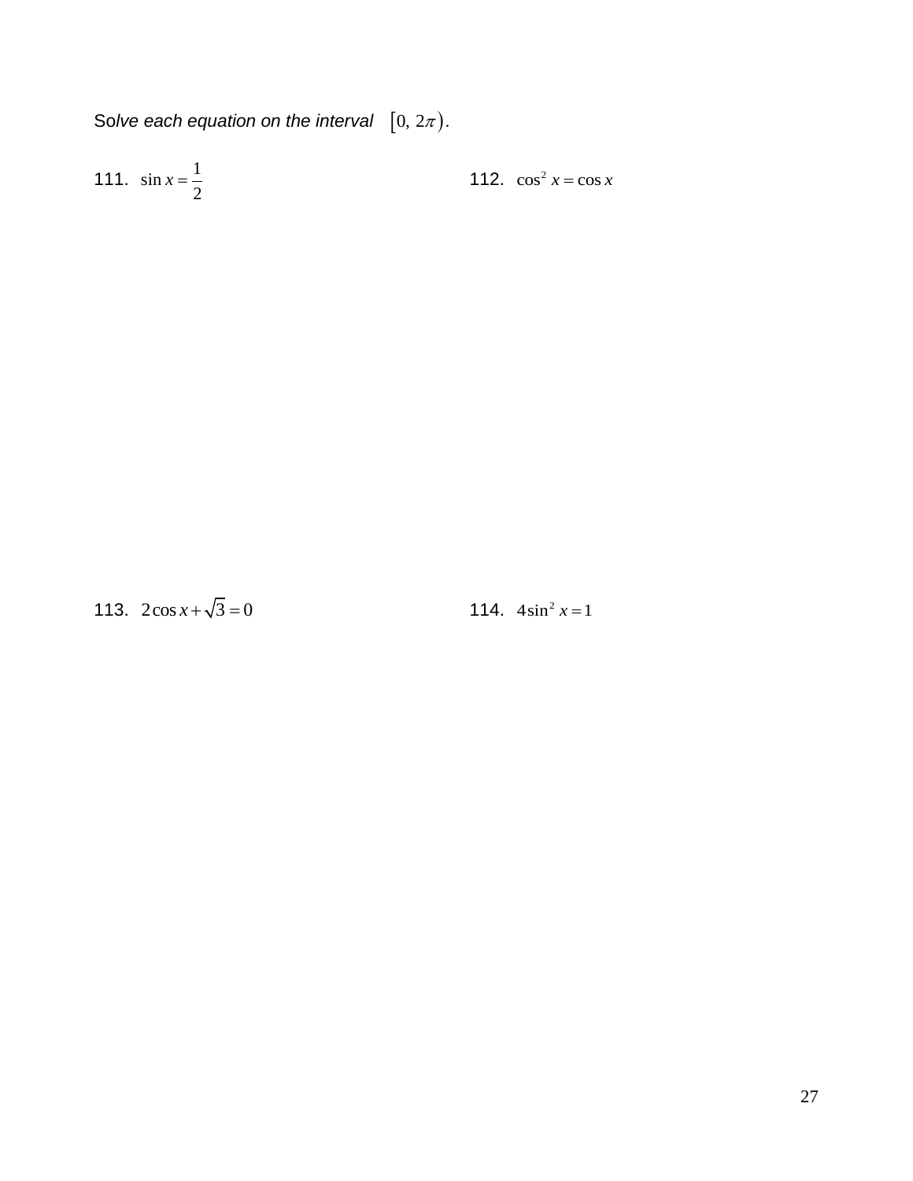*Solve each equation on the interval* $[0,\ 2\pi)$.

111. $\sin x = \dfrac{1}{2}$

112. $\cos^2 x = \cos x$

113. $2\cos x + \sqrt{3} = 0$

114. $4\sin^2 x = 1$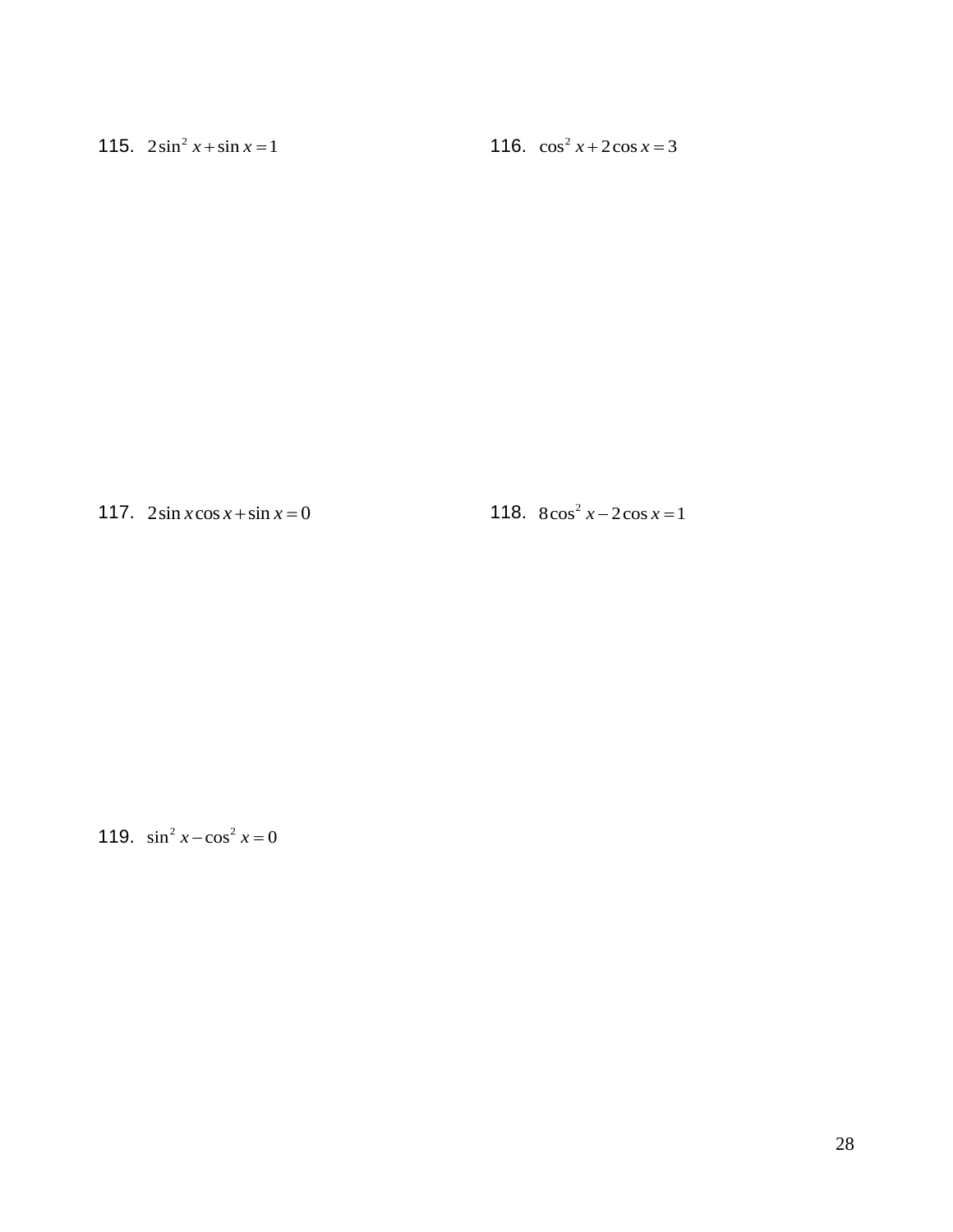115. $2\sin^2 x + \sin x = 1$

116. $\cos^2 x + 2\cos x = 3$

117. $2\sin x \cos x + \sin x = 0$

118. $8\cos^2 x - 2\cos x = 1$

119. $\sin^2 x - \cos^2 x = 0$